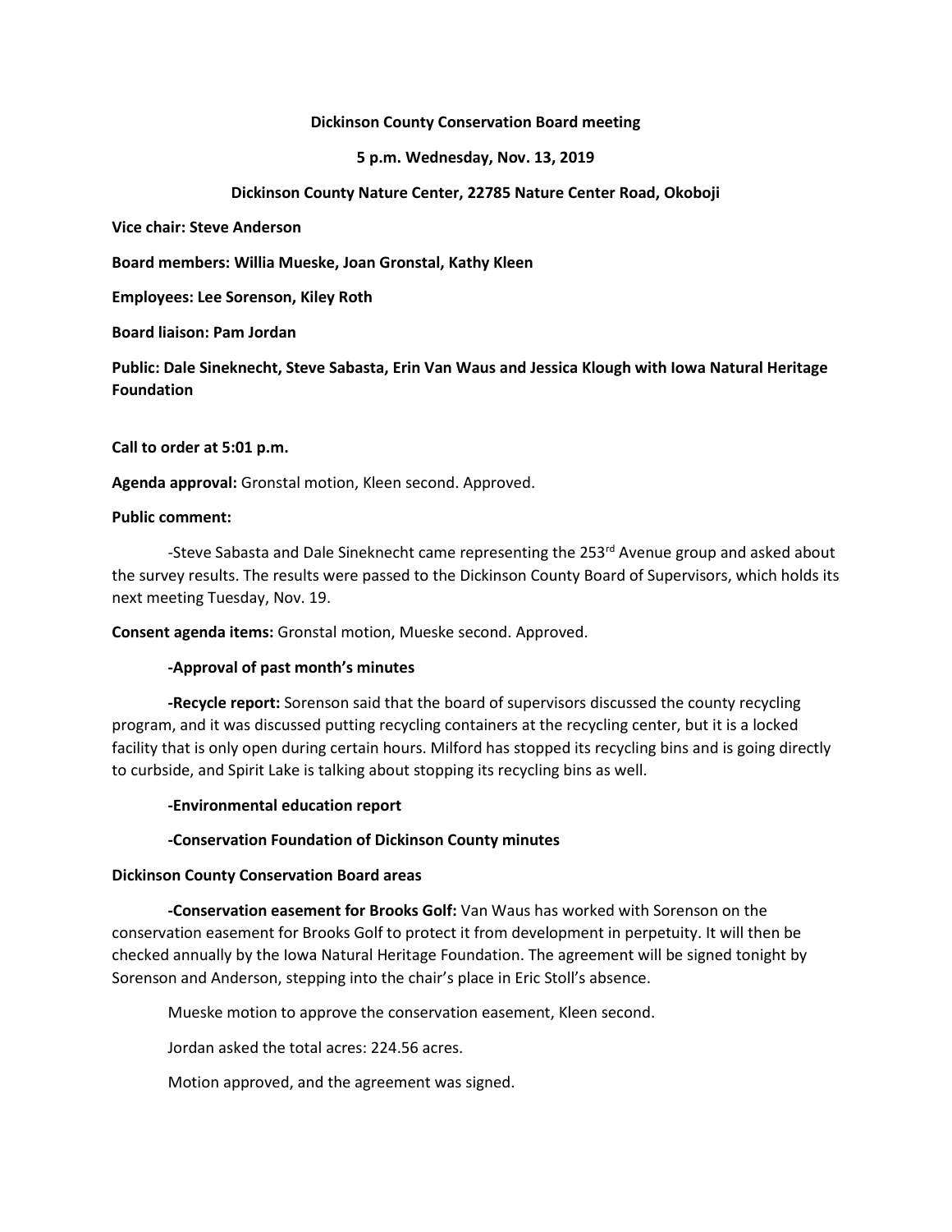**Dickinson County Conservation Board meeting**

**5 p.m. Wednesday, Nov. 13, 2019**

**Dickinson County Nature Center, 22785 Nature Center Road, Okoboji**

**Vice chair: Steve Anderson**

**Board members: Willia Mueske, Joan Gronstal, Kathy Kleen**

**Employees: Lee Sorenson, Kiley Roth**

**Board liaison: Pam Jordan**

**Public: Dale Sineknecht, Steve Sabasta, Erin Van Waus and Jessica Klough with Iowa Natural Heritage Foundation**

**Call to order at 5:01 p.m.**

**Agenda approval:** Gronstal motion, Kleen second. Approved.

**Public comment:**

-Steve Sabasta and Dale Sineknecht came representing the 253rd Avenue group and asked about the survey results. The results were passed to the Dickinson County Board of Supervisors, which holds its next meeting Tuesday, Nov. 19.

**Consent agenda items:** Gronstal motion, Mueske second. Approved.

**-Approval of past month's minutes**

**-Recycle report:** Sorenson said that the board of supervisors discussed the county recycling program, and it was discussed putting recycling containers at the recycling center, but it is a locked facility that is only open during certain hours. Milford has stopped its recycling bins and is going directly to curbside, and Spirit Lake is talking about stopping its recycling bins as well.

**-Environmental education report**

**-Conservation Foundation of Dickinson County minutes**

**Dickinson County Conservation Board areas**

**-Conservation easement for Brooks Golf:** Van Waus has worked with Sorenson on the conservation easement for Brooks Golf to protect it from development in perpetuity. It will then be checked annually by the Iowa Natural Heritage Foundation. The agreement will be signed tonight by Sorenson and Anderson, stepping into the chair's place in Eric Stoll's absence.

Mueske motion to approve the conservation easement, Kleen second.

Jordan asked the total acres: 224.56 acres.

Motion approved, and the agreement was signed.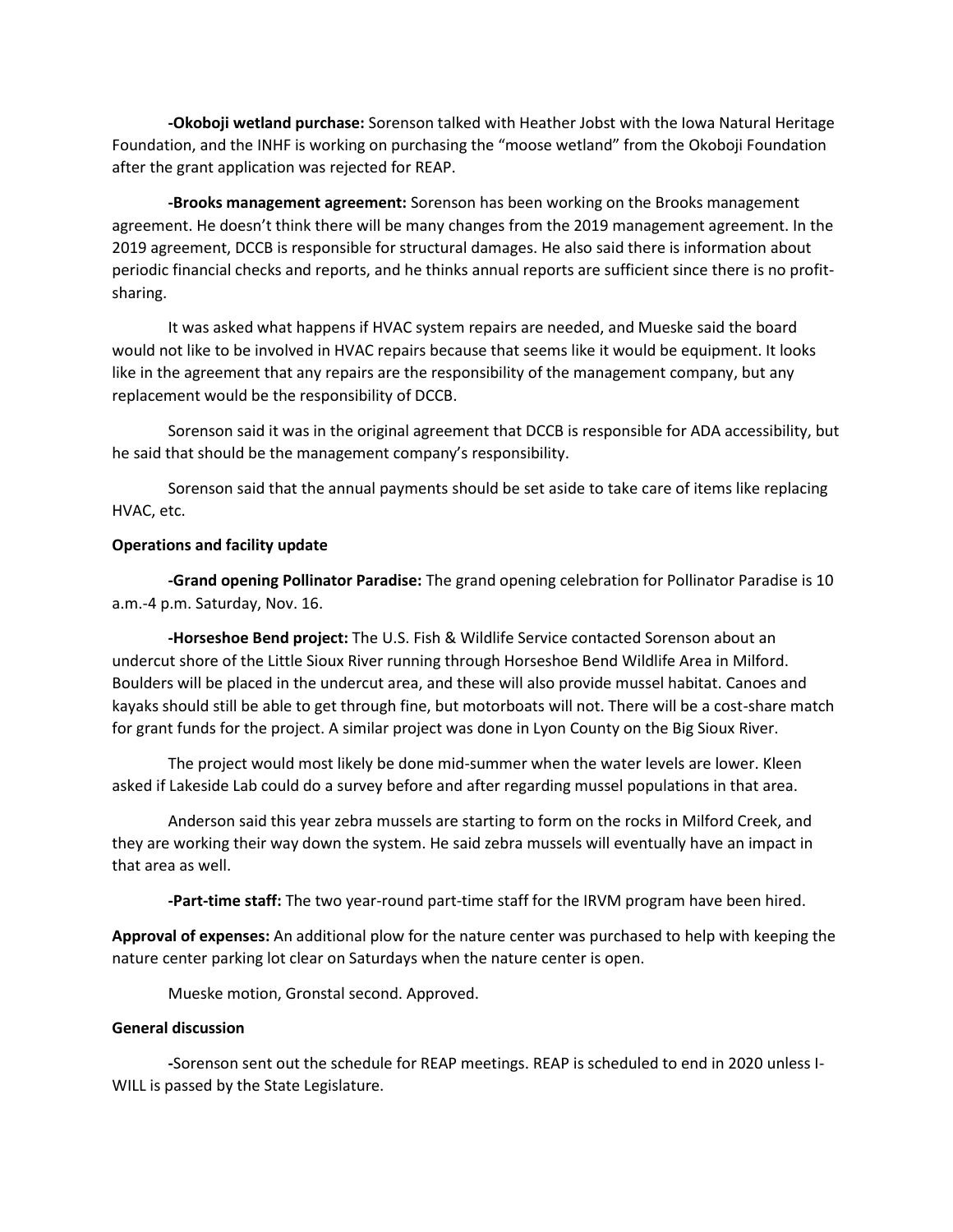**-Okoboji wetland purchase:** Sorenson talked with Heather Jobst with the Iowa Natural Heritage Foundation, and the INHF is working on purchasing the "moose wetland" from the Okoboji Foundation after the grant application was rejected for REAP.

**-Brooks management agreement:** Sorenson has been working on the Brooks management agreement. He doesn't think there will be many changes from the 2019 management agreement. In the 2019 agreement, DCCB is responsible for structural damages. He also said there is information about periodic financial checks and reports, and he thinks annual reports are sufficient since there is no profit-sharing.

It was asked what happens if HVAC system repairs are needed, and Mueske said the board would not like to be involved in HVAC repairs because that seems like it would be equipment. It looks like in the agreement that any repairs are the responsibility of the management company, but any replacement would be the responsibility of DCCB.

Sorenson said it was in the original agreement that DCCB is responsible for ADA accessibility, but he said that should be the management company's responsibility.

Sorenson said that the annual payments should be set aside to take care of items like replacing HVAC, etc.

**Operations and facility update**

**-Grand opening Pollinator Paradise:** The grand opening celebration for Pollinator Paradise is 10 a.m.-4 p.m. Saturday, Nov. 16.

**-Horseshoe Bend project:** The U.S. Fish & Wildlife Service contacted Sorenson about an undercut shore of the Little Sioux River running through Horseshoe Bend Wildlife Area in Milford. Boulders will be placed in the undercut area, and these will also provide mussel habitat. Canoes and kayaks should still be able to get through fine, but motorboats will not. There will be a cost-share match for grant funds for the project. A similar project was done in Lyon County on the Big Sioux River.

The project would most likely be done mid-summer when the water levels are lower. Kleen asked if Lakeside Lab could do a survey before and after regarding mussel populations in that area.

Anderson said this year zebra mussels are starting to form on the rocks in Milford Creek, and they are working their way down the system. He said zebra mussels will eventually have an impact in that area as well.

**-Part-time staff:** The two year-round part-time staff for the IRVM program have been hired.

**Approval of expenses:** An additional plow for the nature center was purchased to help with keeping the nature center parking lot clear on Saturdays when the nature center is open.

Mueske motion, Gronstal second. Approved.

**General discussion**

-Sorenson sent out the schedule for REAP meetings. REAP is scheduled to end in 2020 unless I-WILL is passed by the State Legislature.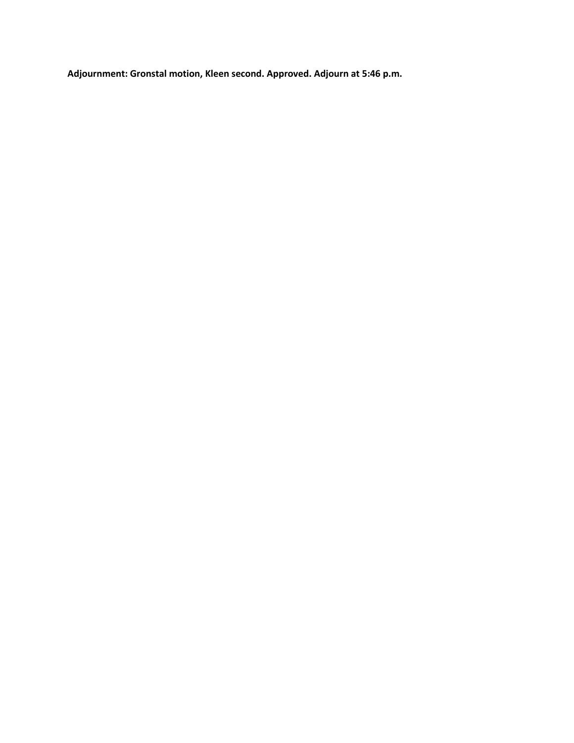**Adjournment: Gronstal motion, Kleen second. Approved. Adjourn at 5:46 p.m.**